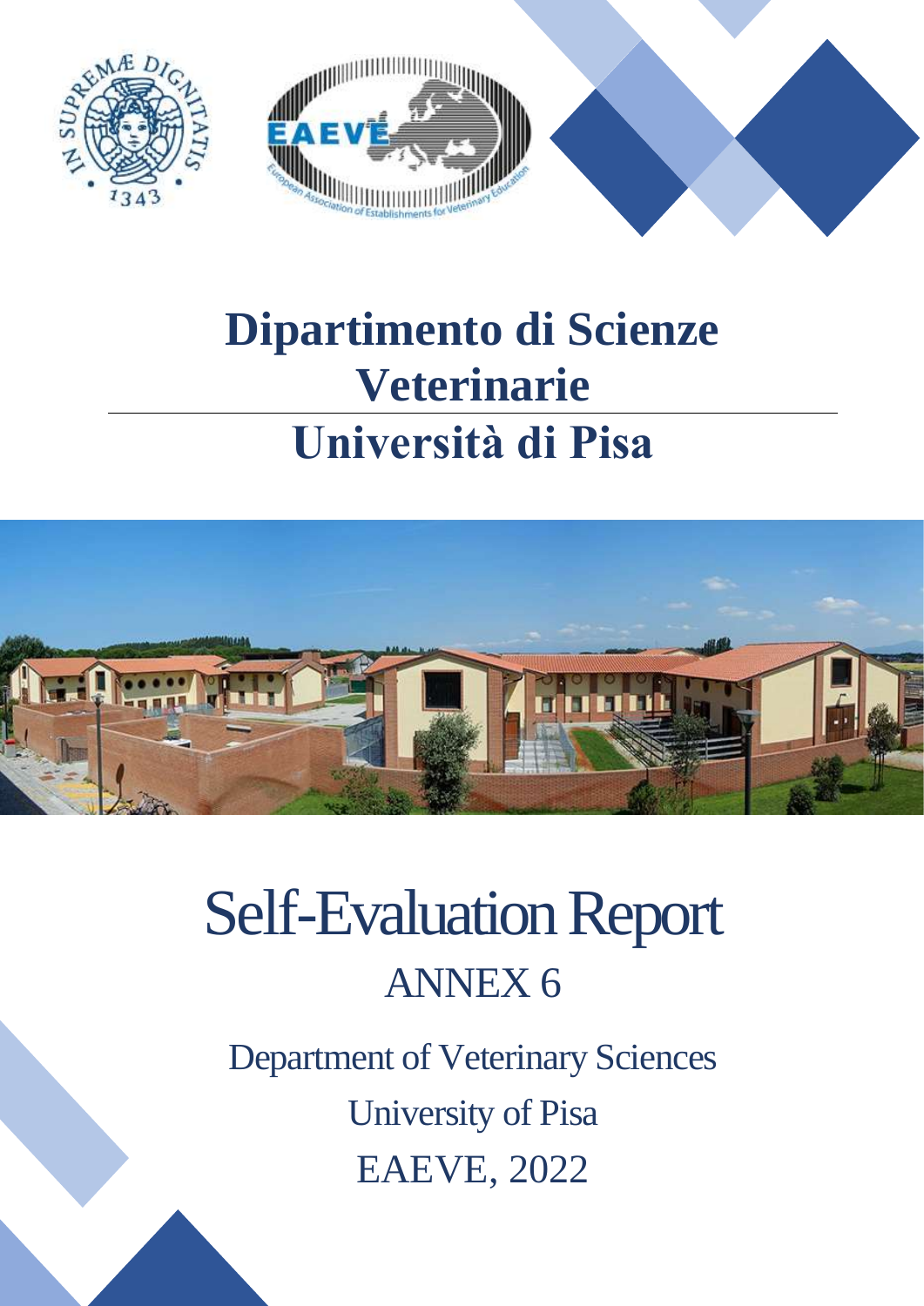# Dipartimento di Scienze Veterinarie

# Università di Pisa

# Self-Evaluation Report

## ANNEX 6

Department of Veterinary Sciences

University of Pisa

EAEVE, 2022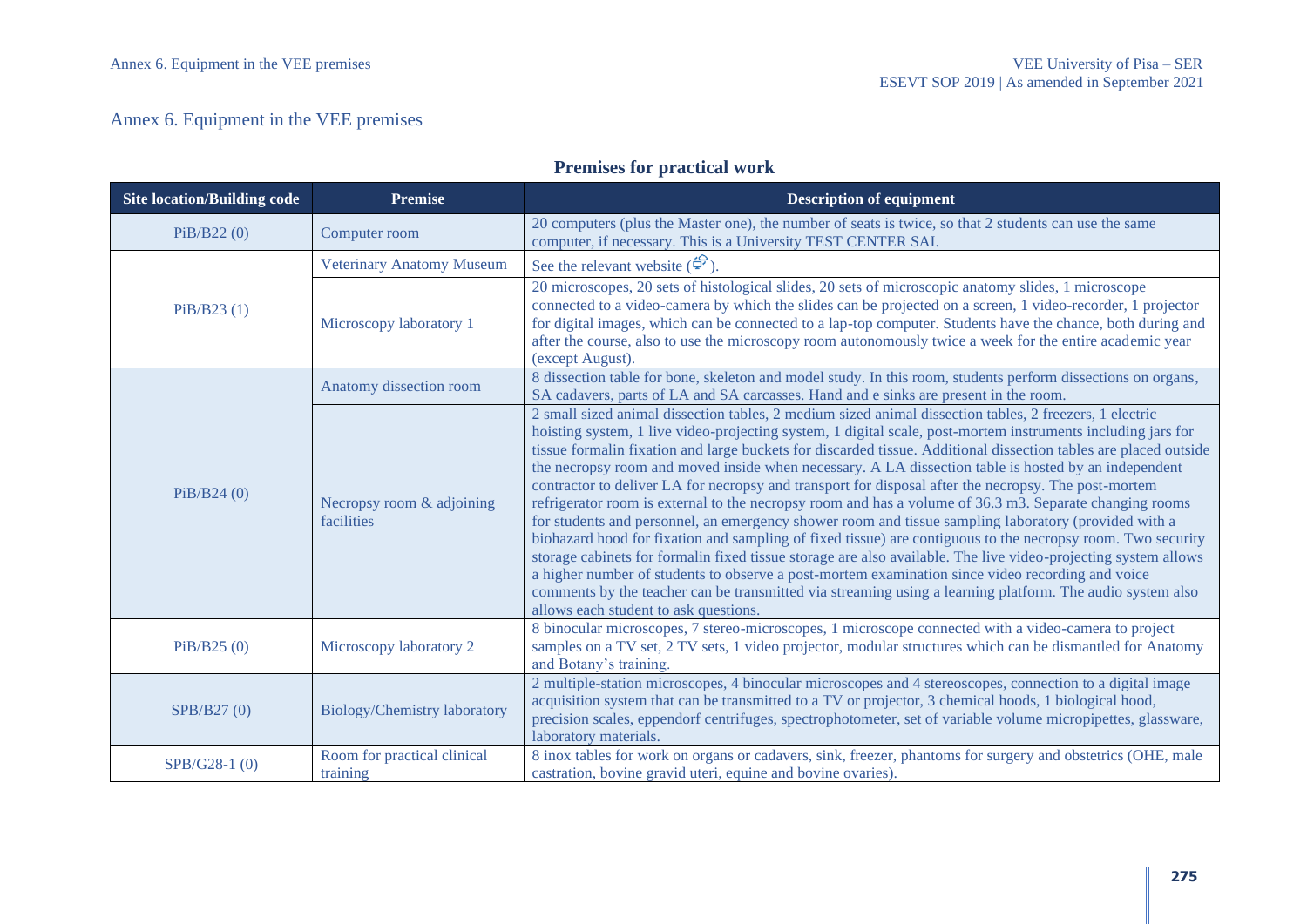# Annex 6. Equipment in the VEE premises

## Premises for practical work

| Site location/Building code | Premise | Description of equipment |
|---|---|---|
| PiB/B22 (0) | Computer room | 20 computers (plus the Master one), the number of seats is twice, so that 2 students can use the same computer, if necessary. This is a University TEST CENTER SAI. |
| PiB/B23 (1) | Veterinary Anatomy Museum | See the relevant website (🔗). |
| | Microscopy laboratory 1 | 20 microscopes, 20 sets of histological slides, 20 sets of microscopic anatomy slides, 1 microscope connected to a video-camera by which the slides can be projected on a screen, 1 video-recorder, 1 projector for digital images, which can be connected to a lap-top computer. Students have the chance, both during and after the course, also to use the microscopy room autonomously twice a week for the entire academic year (except August). |
| PiB/B24 (0) | Anatomy dissection room | 8 dissection table for bone, skeleton and model study. In this room, students perform dissections on organs, SA cadavers, parts of LA and SA carcasses. Hand and e sinks are present in the room. |
| | Necropsy room & adjoining facilities | 2 small sized animal dissection tables, 2 medium sized animal dissection tables, 2 freezers, 1 electric hoisting system, 1 live video-projecting system, 1 digital scale, post-mortem instruments including jars for tissue formalin fixation and large buckets for discarded tissue. Additional dissection tables are placed outside the necropsy room and moved inside when necessary. A LA dissection table is hosted by an independent contractor to deliver LA for necropsy and transport for disposal after the necropsy. The post-mortem refrigerator room is external to the necropsy room and has a volume of 36.3 m3. Separate changing rooms for students and personnel, an emergency shower room and tissue sampling laboratory (provided with a biohazard hood for fixation and sampling of fixed tissue) are contiguous to the necropsy room. Two security storage cabinets for formalin fixed tissue storage are also available. The live video-projecting system allows a higher number of students to observe a post-mortem examination since video recording and voice comments by the teacher can be transmitted via streaming using a learning platform. The audio system also allows each student to ask questions. |
| PiB/B25 (0) | Microscopy laboratory 2 | 8 binocular microscopes, 7 stereo-microscopes, 1 microscope connected with a video-camera to project samples on a TV set, 2 TV sets, 1 video projector, modular structures which can be dismantled for Anatomy and Botany's training. |
| SPB/B27 (0) | Biology/Chemistry laboratory | 2 multiple-station microscopes, 4 binocular microscopes and 4 stereoscopes, connection to a digital image acquisition system that can be transmitted to a TV or projector, 3 chemical hoods, 1 biological hood, precision scales, eppendorf centrifuges, spectrophotometer, set of variable volume micropipettes, glassware, laboratory materials. |
| SPB/G28-1 (0) | Room for practical clinical training | 8 inox tables for work on organs or cadavers, sink, freezer, phantoms for surgery and obstetrics (OHE, male castration, bovine gravid uteri, equine and bovine ovaries). |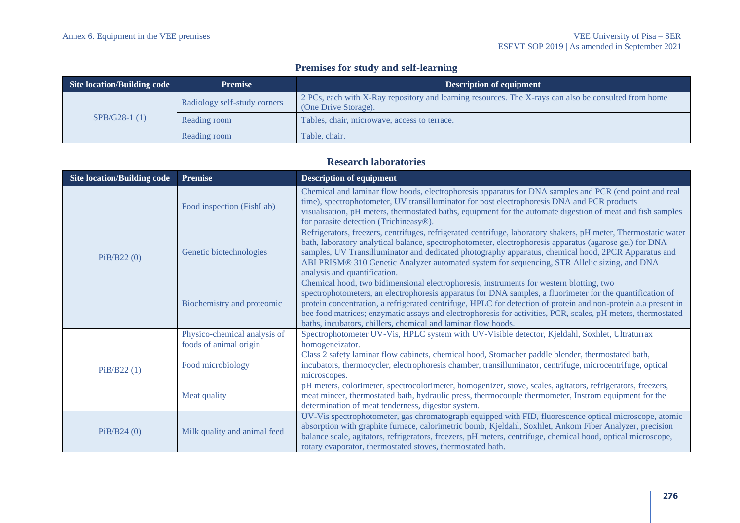## Premises for study and self-learning

| Site location/Building code | Premise | Description of equipment |
|---|---|---|
| SPB/G28-1 (1) | Radiology self-study corners | 2 PCs, each with X-Ray repository and learning resources. The X-rays can also be consulted from home (One Drive Storage). |
| | Reading room | Tables, chair, microwave, access to terrace. |
| | Reading room | Table, chair. |

## Research laboratories

| Site location/Building code | Premise | Description of equipment |
|---|---|---|
| PiB/B22 (0) | Food inspection (FishLab) | Chemical and laminar flow hoods, electrophoresis apparatus for DNA samples and PCR (end point and real time), spectrophotometer, UV transilluminator for post electrophoresis DNA and PCR products visualisation, pH meters, thermostated baths, equipment for the automate digestion of meat and fish samples for parasite detection (Trichineasy®). |
| | Genetic biotechnologies | Refrigerators, freezers, centrifuges, refrigerated centrifuge, laboratory shakers, pH meter, Thermostatic water bath, laboratory analytical balance, spectrophotometer, electrophoresis apparatus (agarose gel) for DNA samples, UV Transilluminator and dedicated photography apparatus, chemical hood, 2PCR Apparatus and ABI PRISM® 310 Genetic Analyzer automated system for sequencing, STR Allelic sizing, and DNA analysis and quantification. |
| | Biochemistry and proteomic | Chemical hood, two bidimensional electrophoresis, instruments for western blotting, two spectrophotometers, an electrophoresis apparatus for DNA samples, a fluorimeter for the quantification of protein concentration, a refrigerated centrifuge, HPLC for detection of protein and non-protein a.a present in bee food matrices; enzymatic assays and electrophoresis for activities, PCR, scales, pH meters, thermostated baths, incubators, chillers, chemical and laminar flow hoods. |
| PiB/B22 (1) | Physico-chemical analysis of foods of animal origin | Spectrophotometer UV-Vis, HPLC system with UV-Visible detector, Kjeldahl, Soxhlet, Ultraturrax homogeneizator. |
| | Food microbiology | Class 2 safety laminar flow cabinets, chemical hood, Stomacher paddle blender, thermostated bath, incubators, thermocycler, electrophoresis chamber, transilluminator, centrifuge, microcentrifuge, optical microscopes. |
| | Meat quality | pH meters, colorimeter, spectrocolorimeter, homogenizer, stove, scales, agitators, refrigerators, freezers, meat mincer, thermostated bath, hydraulic press, thermocouple thermometer, Instrom equipment for the determination of meat tenderness, digestor system. |
| PiB/B24 (0) | Milk quality and animal feed | UV-Vis spectrophotometer, gas chromatograph equipped with FID, fluorescence optical microscope, atomic absorption with graphite furnace, calorimetric bomb, Kjeldahl, Soxhlet, Ankom Fiber Analyzer, precision balance scale, agitators, refrigerators, freezers, pH meters, centrifuge, chemical hood, optical microscope, rotary evaporator, thermostated stoves, thermostated bath. |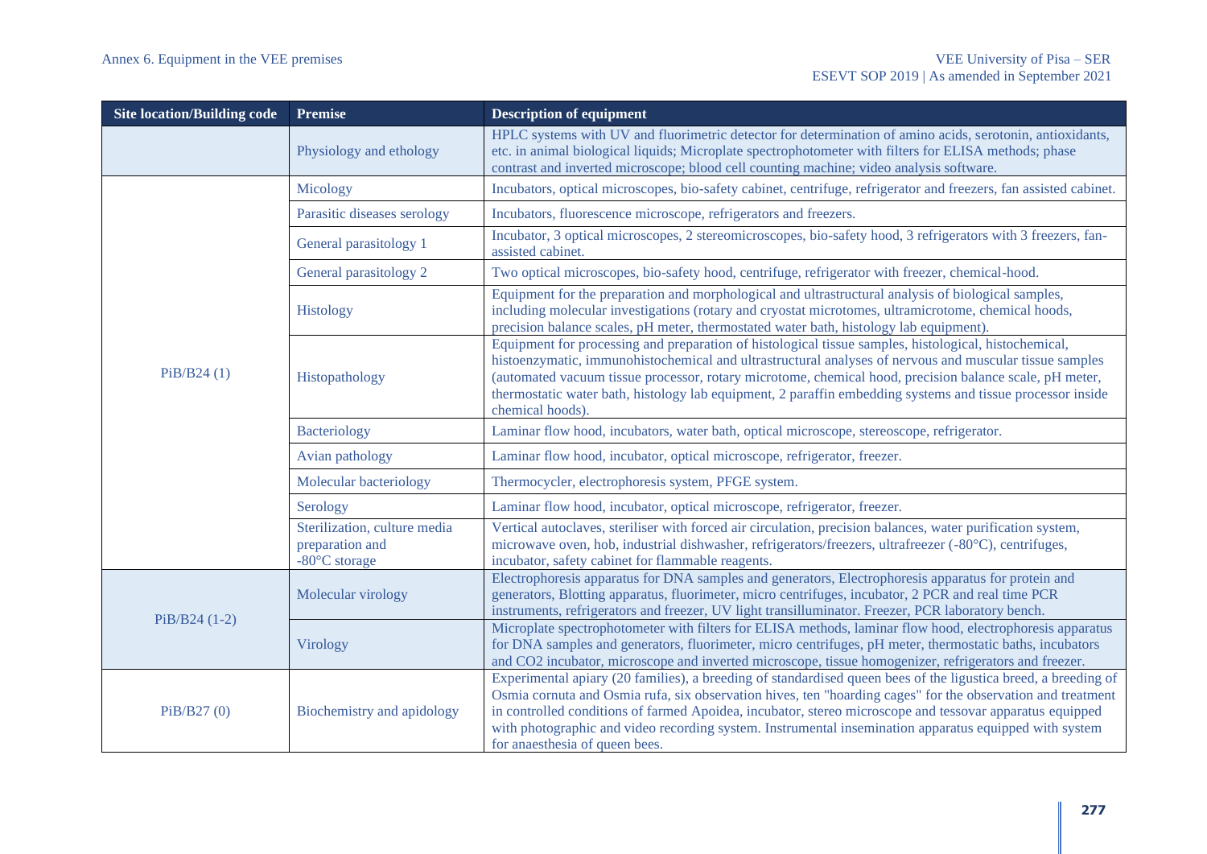| Site location/Building code | Premise | Description of equipment |
|---|---|---|
| | Physiology and ethology | HPLC systems with UV and fluorimetric detector for determination of amino acids, serotonin, antioxidants, etc. in animal biological liquids; Microplate spectrophotometer with filters for ELISA methods; phase contrast and inverted microscope; blood cell counting machine; video analysis software. |
| PiB/B24 (1) | Micology | Incubators, optical microscopes, bio-safety cabinet, centrifuge, refrigerator and freezers, fan assisted cabinet. |
| | Parasitic diseases serology | Incubators, fluorescence microscope, refrigerators and freezers. |
| | General parasitology 1 | Incubator, 3 optical microscopes, 2 stereomicroscopes, bio-safety hood, 3 refrigerators with 3 freezers, fan-assisted cabinet. |
| | General parasitology 2 | Two optical microscopes, bio-safety hood, centrifuge, refrigerator with freezer, chemical-hood. |
| | Histology | Equipment for the preparation and morphological and ultrastructural analysis of biological samples, including molecular investigations (rotary and cryostat microtomes, ultramicrotome, chemical hoods, precision balance scales, pH meter, thermostated water bath, histology lab equipment). |
| | Histopathology | Equipment for processing and preparation of histological tissue samples, histological, histochemical, histoenzymatic, immunohistochemical and ultrastructural analyses of nervous and muscular tissue samples (automated vacuum tissue processor, rotary microtome, chemical hood, precision balance scale, pH meter, thermostatic water bath, histology lab equipment, 2 paraffin embedding systems and tissue processor inside chemical hoods). |
| | Bacteriology | Laminar flow hood, incubators, water bath, optical microscope, stereoscope, refrigerator. |
| | Avian pathology | Laminar flow hood, incubator, optical microscope, refrigerator, freezer. |
| | Molecular bacteriology | Thermocycler, electrophoresis system, PFGE system. |
| | Serology | Laminar flow hood, incubator, optical microscope, refrigerator, freezer. |
| | Sterilization, culture media preparation and -80°C storage | Vertical autoclaves, steriliser with forced air circulation, precision balances, water purification system, microwave oven, hob, industrial dishwasher, refrigerators/freezers, ultrafreezer (-80°C), centrifuges, incubator, safety cabinet for flammable reagents. |
| PiB/B24 (1-2) | Molecular virology | Electrophoresis apparatus for DNA samples and generators, Electrophoresis apparatus for protein and generators, Blotting apparatus, fluorimeter, micro centrifuges, incubator, 2 PCR and real time PCR instruments, refrigerators and freezer, UV light transilluminator. Freezer, PCR laboratory bench. |
| | Virology | Microplate spectrophotometer with filters for ELISA methods, laminar flow hood, electrophoresis apparatus for DNA samples and generators, fluorimeter, micro centrifuges, pH meter, thermostatic baths, incubators and CO2 incubator, microscope and inverted microscope, tissue homogenizer, refrigerators and freezer. |
| PiB/B27 (0) | Biochemistry and apidology | Experimental apiary (20 families), a breeding of standardised queen bees of the ligustica breed, a breeding of Osmia cornuta and Osmia rufa, six observation hives, ten "hoarding cages" for the observation and treatment in controlled conditions of farmed Apoidea, incubator, stereo microscope and tessovar apparatus equipped with photographic and video recording system. Instrumental insemination apparatus equipped with system for anaesthesia of queen bees. |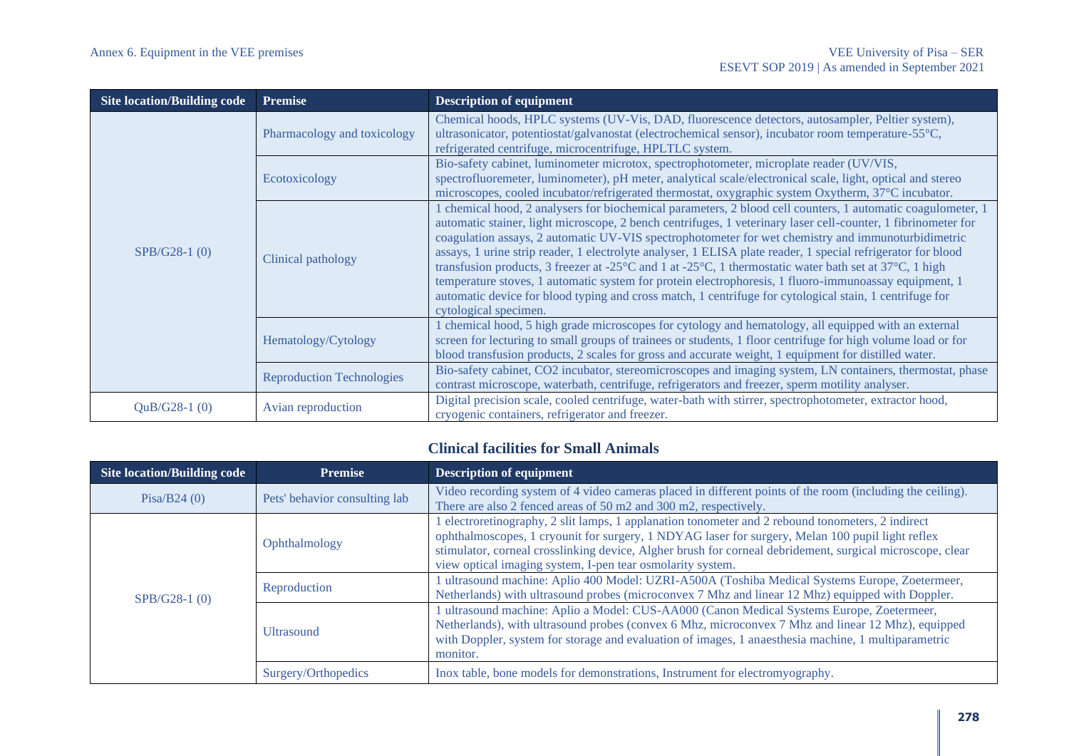| Site location/Building code | Premise | Description of equipment |
|---|---|---|
| SPB/G28-1 (0) | Pharmacology and toxicology | Chemical hoods, HPLC systems (UV-Vis, DAD, fluorescence detectors, autosampler, Peltier system), ultrasonicator, potentiostat/galvanostat (electrochemical sensor), incubator room temperature-55°C, refrigerated centrifuge, microcentrifuge, HPLTLC system. |
| | Ecotoxicology | Bio-safety cabinet, luminometer microtox, spectrophotometer, microplate reader (UV/VIS, spectrofluoremeter, luminometer), pH meter, analytical scale/electronical scale, light, optical and stereo microscopes, cooled incubator/refrigerated thermostat, oxygraphic system Oxytherm, 37°C incubator. |
| | Clinical pathology | 1 chemical hood, 2 analysers for biochemical parameters, 2 blood cell counters, 1 automatic coagulometer, 1 automatic stainer, light microscope, 2 bench centrifuges, 1 veterinary laser cell-counter, 1 fibrinometer for coagulation assays, 2 automatic UV-VIS spectrophotometer for wet chemistry and immunoturbidimetric assays, 1 urine strip reader, 1 electrolyte analyser, 1 ELISA plate reader, 1 special refrigerator for blood transfusion products, 3 freezer at -25°C and 1 at -25°C, 1 thermostatic water bath set at 37°C, 1 high temperature stoves, 1 automatic system for protein electrophoresis, 1 fluoro-immunoassay equipment, 1 automatic device for blood typing and cross match, 1 centrifuge for cytological stain, 1 centrifuge for cytological specimen. |
| | Hematology/Cytology | 1 chemical hood, 5 high grade microscopes for cytology and hematology, all equipped with an external screen for lecturing to small groups of trainees or students, 1 floor centrifuge for high volume load or for blood transfusion products, 2 scales for gross and accurate weight, 1 equipment for distilled water. |
| | Reproduction Technologies | Bio-safety cabinet, CO2 incubator, stereomicroscopes and imaging system, LN containers, thermostat, phase contrast microscope, waterbath, centrifuge, refrigerators and freezer, sperm motility analyser. |
| QuB/G28-1 (0) | Avian reproduction | Digital precision scale, cooled centrifuge, water-bath with stirrer, spectrophotometer, extractor hood, cryogenic containers, refrigerator and freezer. |

## Clinical facilities for Small Animals

| Site location/Building code | Premise | Description of equipment |
|---|---|---|
| Pisa/B24 (0) | Pets' behavior consulting lab | Video recording system of 4 video cameras placed in different points of the room (including the ceiling). There are also 2 fenced areas of 50 m2 and 300 m2, respectively. |
| SPB/G28-1 (0) | Ophthalmology | 1 electroretinography, 2 slit lamps, 1 applanation tonometer and 2 rebound tonometers, 2 indirect ophthalmoscopes, 1 cryounit for surgery, 1 NDYAG laser for surgery, Melan 100 pupil light reflex stimulator, corneal crosslinking device, Algher brush for corneal debridement, surgical microscope, clear view optical imaging system, I-pen tear osmolarity system. |
| | Reproduction | 1 ultrasound machine: Aplio 400 Model: UZRI-A500A (Toshiba Medical Systems Europe, Zoetermeer, Netherlands) with ultrasound probes (microconvex 7 Mhz and linear 12 Mhz) equipped with Doppler. |
| | Ultrasound | 1 ultrasound machine: Aplio a Model: CUS-AA000 (Canon Medical Systems Europe, Zoetermeer, Netherlands), with ultrasound probes (convex 6 Mhz, microconvex 7 Mhz and linear 12 Mhz), equipped with Doppler, system for storage and evaluation of images, 1 anaesthesia machine, 1 multiparametric monitor. |
| | Surgery/Orthopedics | Inox table, bone models for demonstrations, Instrument for electromyography. |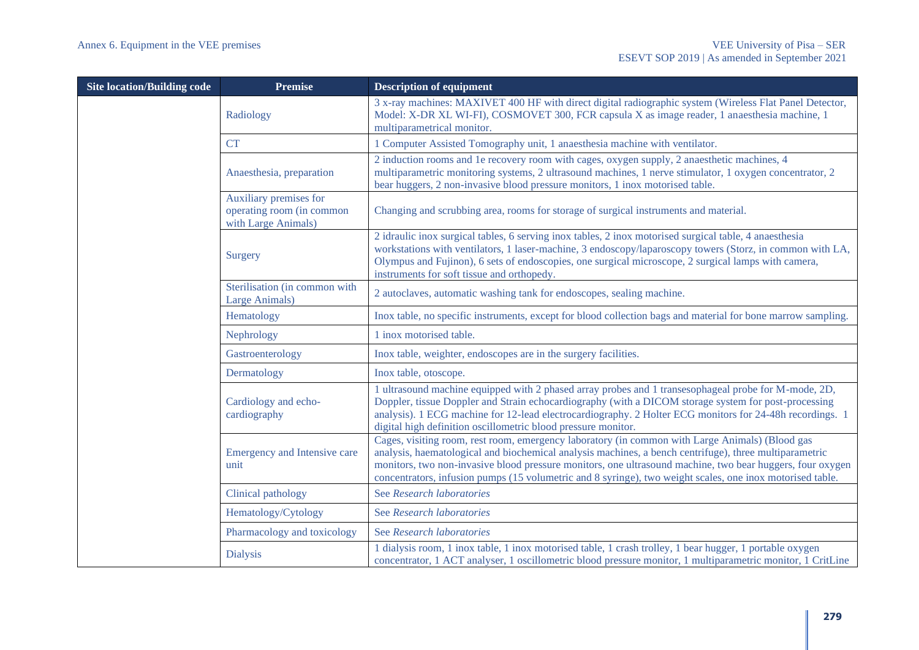| Site location/Building code | Premise | Description of equipment |
| --- | --- | --- |
| | Radiology | 3 x-ray machines: MAXIVET 400 HF with direct digital radiographic system (Wireless Flat Panel Detector, Model: X-DR XL WI-FI), COSMOVET 300, FCR capsula X as image reader, 1 anaesthesia machine, 1 multiparametrical monitor. |
| | CT | 1 Computer Assisted Tomography unit, 1 anaesthesia machine with ventilator. |
| | Anaesthesia, preparation | 2 induction rooms and 1e recovery room with cages, oxygen supply, 2 anaesthetic machines, 4 multiparametric monitoring systems, 2 ultrasound machines, 1 nerve stimulator, 1 oxygen concentrator, 2 bear huggers, 2 non-invasive blood pressure monitors, 1 inox motorised table. |
| | Auxiliary premises for operating room (in common with Large Animals) | Changing and scrubbing area, rooms for storage of surgical instruments and material. |
| | Surgery | 2 idraulic inox surgical tables, 6 serving inox tables, 2 inox motorised surgical table, 4 anaesthesia workstations with ventilators, 1 laser-machine, 3 endoscopy/laparoscopy towers (Storz, in common with LA, Olympus and Fujinon), 6 sets of endoscopies, one surgical microscope, 2 surgical lamps with camera, instruments for soft tissue and orthopedy. |
| | Sterilisation (in common with Large Animals) | 2 autoclaves, automatic washing tank for endoscopes, sealing machine. |
| | Hematology | Inox table, no specific instruments, except for blood collection bags and material for bone marrow sampling. |
| | Nephrology | 1 inox motorised table. |
| | Gastroenterology | Inox table, weighter, endoscopes are in the surgery facilities. |
| | Dermatology | Inox table, otoscope. |
| | Cardiology and echo-cardiography | 1 ultrasound machine equipped with 2 phased array probes and 1 transesophageal probe for M-mode, 2D, Doppler, tissue Doppler and Strain echocardiography (with a DICOM storage system for post-processing analysis). 1 ECG machine for 12-lead electrocardiography. 2 Holter ECG monitors for 24-48h recordings. 1 digital high definition oscillometric blood pressure monitor. |
| | Emergency and Intensive care unit | Cages, visiting room, rest room, emergency laboratory (in common with Large Animals) (Blood gas analysis, haematological and biochemical analysis machines, a bench centrifuge), three multiparametric monitors, two non-invasive blood pressure monitors, one ultrasound machine, two bear huggers, four oxygen concentrators, infusion pumps (15 volumetric and 8 syringe), two weight scales, one inox motorised table. |
| | Clinical pathology | See *Research laboratories* |
| | Hematology/Cytology | See *Research laboratories* |
| | Pharmacology and toxicology | See *Research laboratories* |
| | Dialysis | 1 dialysis room, 1 inox table, 1 inox motorised table, 1 crash trolley, 1 bear hugger, 1 portable oxygen concentrator, 1 ACT analyser, 1 oscillometric blood pressure monitor, 1 multiparametric monitor, 1 CritLine |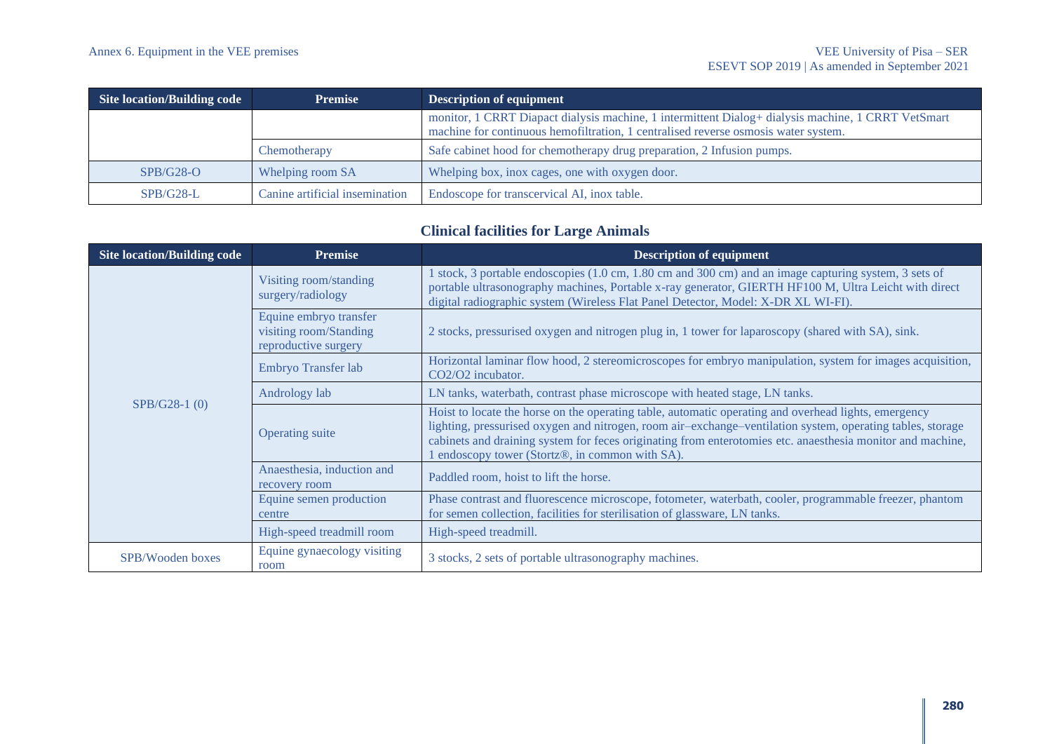| Site location/Building code | Premise | Description of equipment |
|---|---|---|
| | | monitor, 1 CRRT Diapact dialysis machine, 1 intermittent Dialog+ dialysis machine, 1 CRRT VetSmart machine for continuous hemofiltration, 1 centralised reverse osmosis water system. |
| | Chemotherapy | Safe cabinet hood for chemotherapy drug preparation, 2 Infusion pumps. |
| SPB/G28-O | Whelping room SA | Whelping box, inox cages, one with oxygen door. |
| SPB/G28-L | Canine artificial insemination | Endoscope for transcervical AI, inox table. |

## Clinical facilities for Large Animals

| Site location/Building code | Premise | Description of equipment |
|---|---|---|
| SPB/G28-1 (0) | Visiting room/standing surgery/radiology | 1 stock, 3 portable endoscopies (1.0 cm, 1.80 cm and 300 cm) and an image capturing system, 3 sets of portable ultrasonography machines, Portable x-ray generator, GIERTH HF100 M, Ultra Leicht with direct digital radiographic system (Wireless Flat Panel Detector, Model: X-DR XL WI-FI). |
| | Equine embryo transfer visiting room/Standing reproductive surgery | 2 stocks, pressurised oxygen and nitrogen plug in, 1 tower for laparoscopy (shared with SA), sink. |
| | Embryo Transfer lab | Horizontal laminar flow hood, 2 stereomicroscopes for embryo manipulation, system for images acquisition, $CO_2/O_2$ incubator. |
| | Andrology lab | LN tanks, waterbath, contrast phase microscope with heated stage, LN tanks. |
| | Operating suite | Hoist to locate the horse on the operating table, automatic operating and overhead lights, emergency lighting, pressurised oxygen and nitrogen, room air–exchange–ventilation system, operating tables, storage cabinets and draining system for feces originating from enterotomies etc. anaesthesia monitor and machine, 1 endoscopy tower (Stortz®, in common with SA). |
| | Anaesthesia, induction and recovery room | Paddled room, hoist to lift the horse. |
| | Equine semen production centre | Phase contrast and fluorescence microscope, fotometer, waterbath, cooler, programmable freezer, phantom for semen collection, facilities for sterilisation of glassware, LN tanks. |
| | High-speed treadmill room | High-speed treadmill. |
| SPB/Wooden boxes | Equine gynaecology visiting room | 3 stocks, 2 sets of portable ultrasonography machines. |